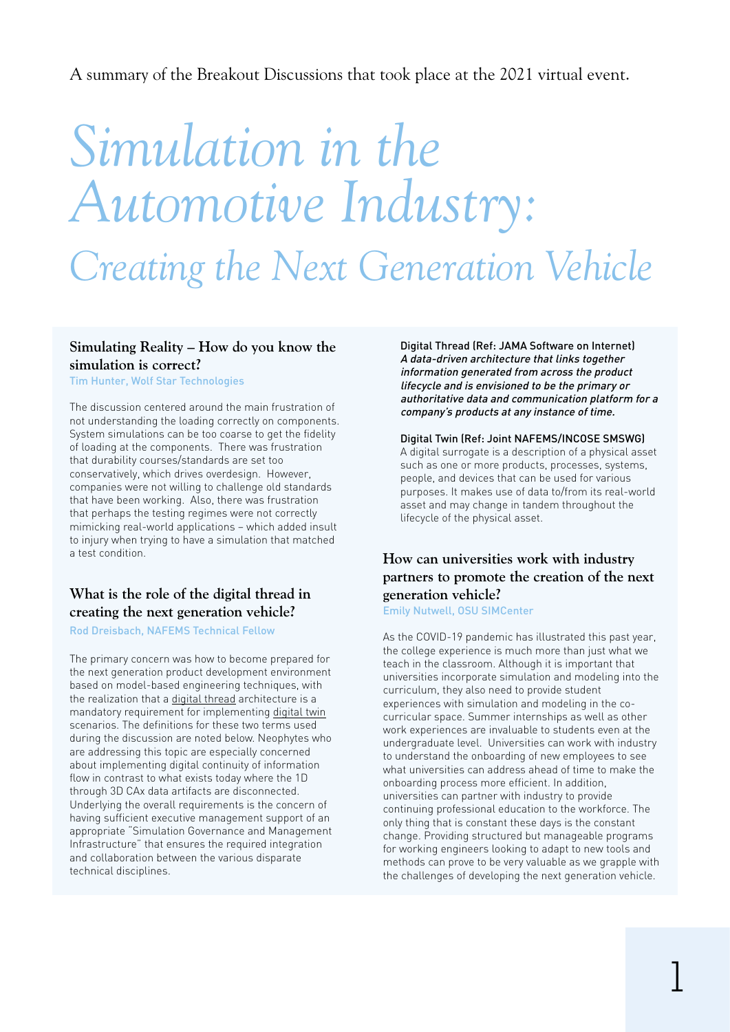A summary of the Breakout Discussions that took place at the 2021 virtual event.

# *Simulation in the Automotive Industry:*

## *Creating the Next Generation Vehicle*

### Simulating Reality – How do you know the simulation is correct?

Tim Hunter, Wolf Star Technologies

The discussion centered around the main frustration of not understanding the loading correctly on components. System simulations can be too coarse to get the fidelity of loading at the components. There was frustration that durability courses/standards are set too conservatively, which drives overdesign. However, companies were not willing to challenge old standards that have been working. Also, there was frustration that perhaps the testing regimes were not correctly mimicking real-world applications – which added insult to injury when trying to have a simulation that matched a test condition.

### What is the role of the digital thread in creating the next generation vehicle?

Rod Dreisbach, NAFEMS Technical Fellow

The primary concern was how to become prepared for the next generation product development environment based on model-based engineering techniques, with the realization that a digital thread architecture is a mandatory requirement for implementing digital twin scenarios. The definitions for these two terms used during the discussion are noted below. Neophytes who are addressing this topic are especially concerned about implementing digital continuity of information flow in contrast to what exists today where the 1D through 3D CAx data artifacts are disconnected. Underlying the overall requirements is the concern of having sufficient executive management support of an appropriate "Simulation Governance and Management Infrastructure" that ensures the required integration and collaboration between the various disparate technical disciplines.

Digital Thread (Ref: JAMA Software on Internet)
*A data-driven architecture that links together information generated from across the product lifecycle and is envisioned to be the primary or authoritative data and communication platform for a company's products at any instance of time.*

Digital Twin (Ref: Joint NAFEMS/INCOSE SMSWG)
A digital surrogate is a description of a physical asset such as one or more products, processes, systems, people, and devices that can be used for various purposes. It makes use of data to/from its real-world asset and may change in tandem throughout the lifecycle of the physical asset.

### How can universities work with industry partners to promote the creation of the next generation vehicle?

Emily Nutwell, OSU SIMCenter

As the COVID-19 pandemic has illustrated this past year, the college experience is much more than just what we teach in the classroom. Although it is important that universities incorporate simulation and modeling into the curriculum, they also need to provide student experiences with simulation and modeling in the co-curricular space. Summer internships as well as other work experiences are invaluable to students even at the undergraduate level. Universities can work with industry to understand the onboarding of new employees to see what universities can address ahead of time to make the onboarding process more efficient. In addition, universities can partner with industry to provide continuing professional education to the workforce. The only thing that is constant these days is the constant change. Providing structured but manageable programs for working engineers looking to adapt to new tools and methods can prove to be very valuable as we grapple with the challenges of developing the next generation vehicle.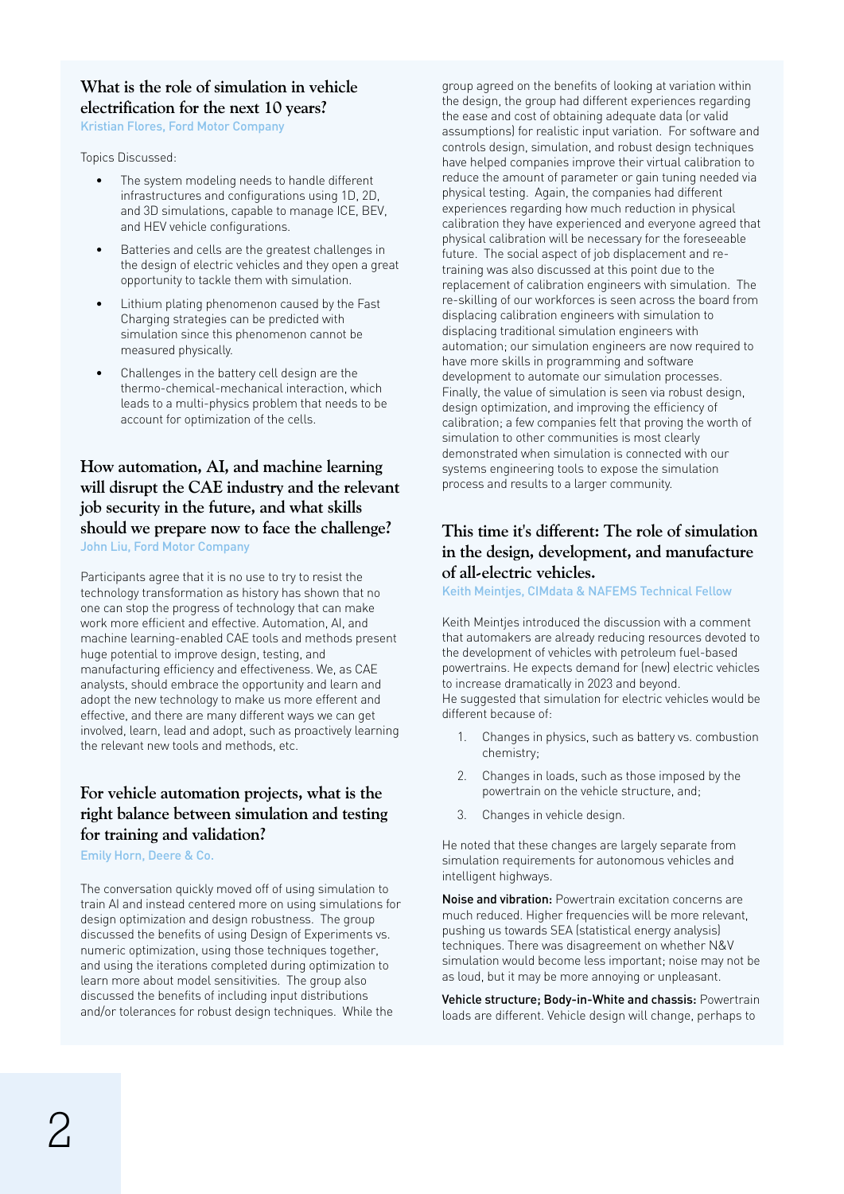## What is the role of simulation in vehicle electrification for the next 10 years?

Kristian Flores, Ford Motor Company

Topics Discussed:

- The system modeling needs to handle different infrastructures and configurations using 1D, 2D, and 3D simulations, capable to manage ICE, BEV, and HEV vehicle configurations.
- Batteries and cells are the greatest challenges in the design of electric vehicles and they open a great opportunity to tackle them with simulation.
- Lithium plating phenomenon caused by the Fast Charging strategies can be predicted with simulation since this phenomenon cannot be measured physically.
- Challenges in the battery cell design are the thermo-chemical-mechanical interaction, which leads to a multi-physics problem that needs to be account for optimization of the cells.

## How automation, AI, and machine learning will disrupt the CAE industry and the relevant job security in the future, and what skills should we prepare now to face the challenge?

John Liu, Ford Motor Company

Participants agree that it is no use to try to resist the technology transformation as history has shown that no one can stop the progress of technology that can make work more efficient and effective. Automation, AI, and machine learning-enabled CAE tools and methods present huge potential to improve design, testing, and manufacturing efficiency and effectiveness. We, as CAE analysts, should embrace the opportunity and learn and adopt the new technology to make us more efferent and effective, and there are many different ways we can get involved, learn, lead and adopt, such as proactively learning the relevant new tools and methods, etc.

## For vehicle automation projects, what is the right balance between simulation and testing for training and validation?

Emily Horn, Deere & Co.

The conversation quickly moved off of using simulation to train AI and instead centered more on using simulations for design optimization and design robustness. The group discussed the benefits of using Design of Experiments vs. numeric optimization, using those techniques together, and using the iterations completed during optimization to learn more about model sensitivities. The group also discussed the benefits of including input distributions and/or tolerances for robust design techniques. While the group agreed on the benefits of looking at variation within the design, the group had different experiences regarding the ease and cost of obtaining adequate data (or valid assumptions) for realistic input variation. For software and controls design, simulation, and robust design techniques have helped companies improve their virtual calibration to reduce the amount of parameter or gain tuning needed via physical testing. Again, the companies had different experiences regarding how much reduction in physical calibration they have experienced and everyone agreed that physical calibration will be necessary for the foreseeable future. The social aspect of job displacement and re-training was also discussed at this point due to the replacement of calibration engineers with simulation. The re-skilling of our workforces is seen across the board from displacing calibration engineers with simulation to displacing traditional simulation engineers with automation; our simulation engineers are now required to have more skills in programming and software development to automate our simulation processes. Finally, the value of simulation is seen via robust design, design optimization, and improving the efficiency of calibration; a few companies felt that proving the worth of simulation to other communities is most clearly demonstrated when simulation is connected with our systems engineering tools to expose the simulation process and results to a larger community.

## This time it's different: The role of simulation in the design, development, and manufacture of all-electric vehicles.

Keith Meintjes, CIMdata & NAFEMS Technical Fellow

Keith Meintjes introduced the discussion with a comment that automakers are already reducing resources devoted to the development of vehicles with petroleum fuel-based powertrains. He expects demand for (new) electric vehicles to increase dramatically in 2023 and beyond.
He suggested that simulation for electric vehicles would be different because of:

1. Changes in physics, such as battery vs. combustion chemistry;
2. Changes in loads, such as those imposed by the powertrain on the vehicle structure, and;
3. Changes in vehicle design.

He noted that these changes are largely separate from simulation requirements for autonomous vehicles and intelligent highways.

**Noise and vibration:** Powertrain excitation concerns are much reduced. Higher frequencies will be more relevant, pushing us towards SEA (statistical energy analysis) techniques. There was disagreement on whether N&V simulation would become less important; noise may not be as loud, but it may be more annoying or unpleasant.

**Vehicle structure; Body-in-White and chassis:** Powertrain loads are different. Vehicle design will change, perhaps to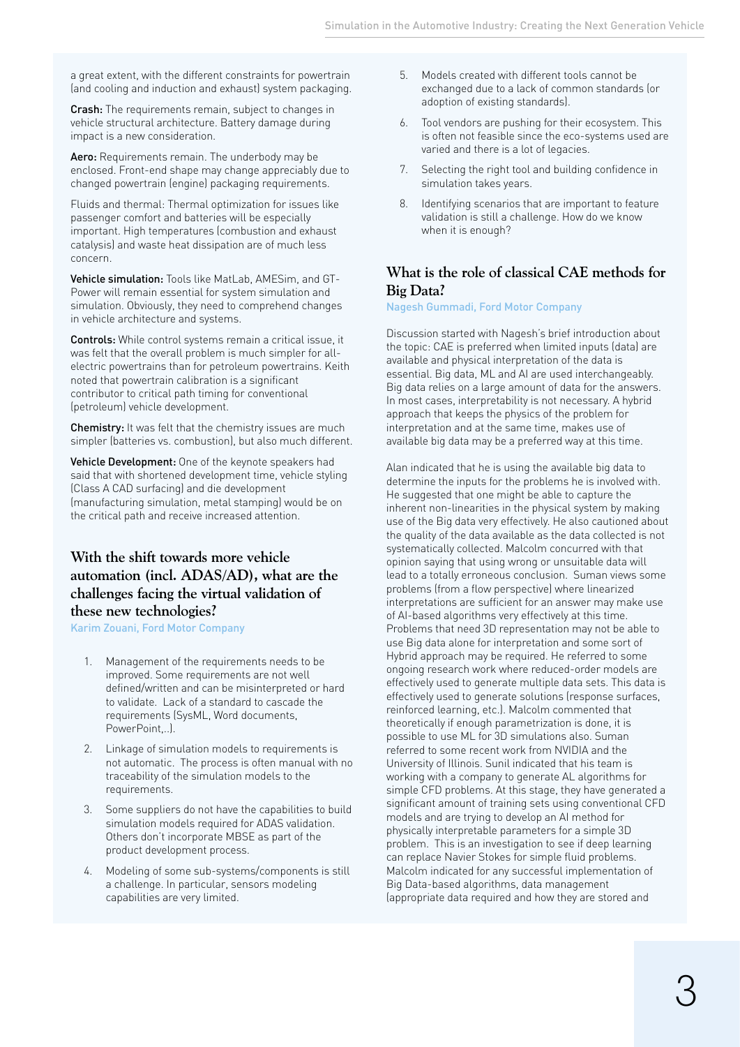a great extent, with the different constraints for powertrain (and cooling and induction and exhaust) system packaging.

**Crash:** The requirements remain, subject to changes in vehicle structural architecture. Battery damage during impact is a new consideration.

**Aero:** Requirements remain. The underbody may be enclosed. Front-end shape may change appreciably due to changed powertrain (engine) packaging requirements.

Fluids and thermal: Thermal optimization for issues like passenger comfort and batteries will be especially important. High temperatures (combustion and exhaust catalysis) and waste heat dissipation are of much less concern.

**Vehicle simulation:** Tools like MatLab, AMESim, and GT-Power will remain essential for system simulation and simulation. Obviously, they need to comprehend changes in vehicle architecture and systems.

**Controls:** While control systems remain a critical issue, it was felt that the overall problem is much simpler for all-electric powertrains than for petroleum powertrains. Keith noted that powertrain calibration is a significant contributor to critical path timing for conventional (petroleum) vehicle development.

**Chemistry:** It was felt that the chemistry issues are much simpler (batteries vs. combustion), but also much different.

**Vehicle Development:** One of the keynote speakers had said that with shortened development time, vehicle styling (Class A CAD surfacing) and die development (manufacturing simulation, metal stamping) would be on the critical path and receive increased attention.

## With the shift towards more vehicle automation (incl. ADAS/AD), what are the challenges facing the virtual validation of these new technologies?

Karim Zouani, Ford Motor Company

1. Management of the requirements needs to be improved. Some requirements are not well defined/written and can be misinterpreted or hard to validate. Lack of a standard to cascade the requirements (SysML, Word documents, PowerPoint,..).
2. Linkage of simulation models to requirements is not automatic. The process is often manual with no traceability of the simulation models to the requirements.
3. Some suppliers do not have the capabilities to build simulation models required for ADAS validation. Others don't incorporate MBSE as part of the product development process.
4. Modeling of some sub-systems/components is still a challenge. In particular, sensors modeling capabilities are very limited.
5. Models created with different tools cannot be exchanged due to a lack of common standards (or adoption of existing standards).
6. Tool vendors are pushing for their ecosystem. This is often not feasible since the eco-systems used are varied and there is a lot of legacies.
7. Selecting the right tool and building confidence in simulation takes years.
8. Identifying scenarios that are important to feature validation is still a challenge. How do we know when it is enough?

## What is the role of classical CAE methods for Big Data?

Nagesh Gummadi, Ford Motor Company

Discussion started with Nagesh's brief introduction about the topic: CAE is preferred when limited inputs (data) are available and physical interpretation of the data is essential. Big data, ML and AI are used interchangeably. Big data relies on a large amount of data for the answers. In most cases, interpretability is not necessary. A hybrid approach that keeps the physics of the problem for interpretation and at the same time, makes use of available big data may be a preferred way at this time.

Alan indicated that he is using the available big data to determine the inputs for the problems he is involved with. He suggested that one might be able to capture the inherent non-linearities in the physical system by making use of the Big data very effectively. He also cautioned about the quality of the data available as the data collected is not systematically collected. Malcolm concurred with that opinion saying that using wrong or unsuitable data will lead to a totally erroneous conclusion. Suman views some problems (from a flow perspective) where linearized interpretations are sufficient for an answer may make use of AI-based algorithms very effectively at this time. Problems that need 3D representation may not be able to use Big data alone for interpretation and some sort of Hybrid approach may be required. He referred to some ongoing research work where reduced-order models are effectively used to generate multiple data sets. This data is effectively used to generate solutions (response surfaces, reinforced learning, etc.). Malcolm commented that theoretically if enough parametrization is done, it is possible to use ML for 3D simulations also. Suman referred to some recent work from NVIDIA and the University of Illinois. Sunil indicated that his team is working with a company to generate AL algorithms for simple CFD problems. At this stage, they have generated a significant amount of training sets using conventional CFD models and are trying to develop an AI method for physically interpretable parameters for a simple 3D problem. This is an investigation to see if deep learning can replace Navier Stokes for simple fluid problems. Malcolm indicated for any successful implementation of Big Data-based algorithms, data management (appropriate data required and how they are stored and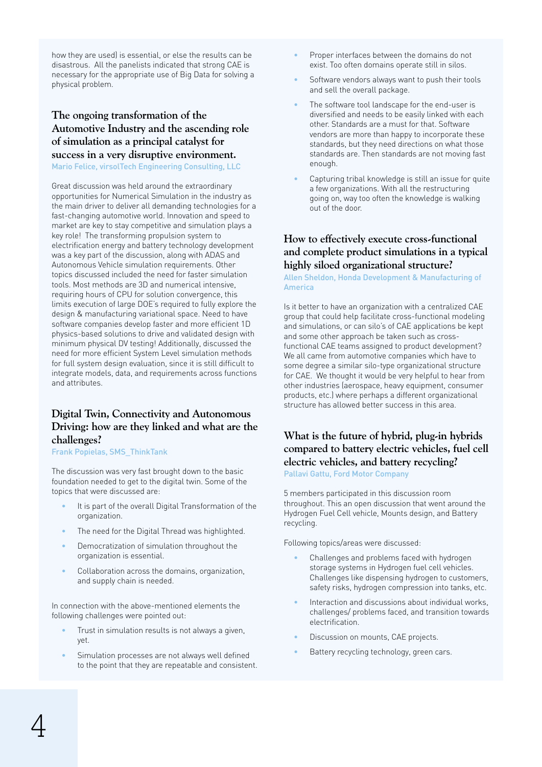how they are used) is essential, or else the results can be disastrous. All the panelists indicated that strong CAE is necessary for the appropriate use of Big Data for solving a physical problem.

### The ongoing transformation of the Automotive Industry and the ascending role of simulation as a principal catalyst for success in a very disruptive environment.

Mario Felice, virsolTech Engineering Consulting, LLC

Great discussion was held around the extraordinary opportunities for Numerical Simulation in the industry as the main driver to deliver all demanding technologies for a fast-changing automotive world. Innovation and speed to market are key to stay competitive and simulation plays a key role! The transforming propulsion system to electrification energy and battery technology development was a key part of the discussion, along with ADAS and Autonomous Vehicle simulation requirements. Other topics discussed included the need for faster simulation tools. Most methods are 3D and numerical intensive, requiring hours of CPU for solution convergence, this limits execution of large DOE's required to fully explore the design & manufacturing variational space. Need to have software companies develop faster and more efficient 1D physics-based solutions to drive and validated design with minimum physical DV testing! Additionally, discussed the need for more efficient System Level simulation methods for full system design evaluation, since it is still difficult to integrate models, data, and requirements across functions and attributes.

### Digital Twin, Connectivity and Autonomous Driving: how are they linked and what are the challenges?

Frank Popielas, SMS_ThinkTank

The discussion was very fast brought down to the basic foundation needed to get to the digital twin. Some of the topics that were discussed are:

- It is part of the overall Digital Transformation of the organization.
- The need for the Digital Thread was highlighted.
- Democratization of simulation throughout the organization is essential.
- Collaboration across the domains, organization, and supply chain is needed.

In connection with the above-mentioned elements the following challenges were pointed out:

- Trust in simulation results is not always a given, yet.
- Simulation processes are not always well defined to the point that they are repeatable and consistent.
- Proper interfaces between the domains do not exist. Too often domains operate still in silos.
- Software vendors always want to push their tools and sell the overall package.
- The software tool landscape for the end-user is diversified and needs to be easily linked with each other. Standards are a must for that. Software vendors are more than happy to incorporate these standards, but they need directions on what those standards are. Then standards are not moving fast enough.
- Capturing tribal knowledge is still an issue for quite a few organizations. With all the restructuring going on, way too often the knowledge is walking out of the door.

### How to effectively execute cross-functional and complete product simulations in a typical highly siloed organizational structure?

Allen Sheldon, Honda Development & Manufacturing of America

Is it better to have an organization with a centralized CAE group that could help facilitate cross-functional modeling and simulations, or can silo's of CAE applications be kept and some other approach be taken such as cross-functional CAE teams assigned to product development? We all came from automotive companies which have to some degree a similar silo-type organizational structure for CAE. We thought it would be very helpful to hear from other industries (aerospace, heavy equipment, consumer products, etc.) where perhaps a different organizational structure has allowed better success in this area.

### What is the future of hybrid, plug-in hybrids compared to battery electric vehicles, fuel cell electric vehicles, and battery recycling?

Pallavi Gattu, Ford Motor Company

5 members participated in this discussion room throughout. This an open discussion that went around the Hydrogen Fuel Cell vehicle, Mounts design, and Battery recycling.

Following topics/areas were discussed:

- Challenges and problems faced with hydrogen storage systems in Hydrogen fuel cell vehicles. Challenges like dispensing hydrogen to customers, safety risks, hydrogen compression into tanks, etc.
- Interaction and discussions about individual works, challenges/ problems faced, and transition towards electrification.
- Discussion on mounts, CAE projects.
- Battery recycling technology, green cars.